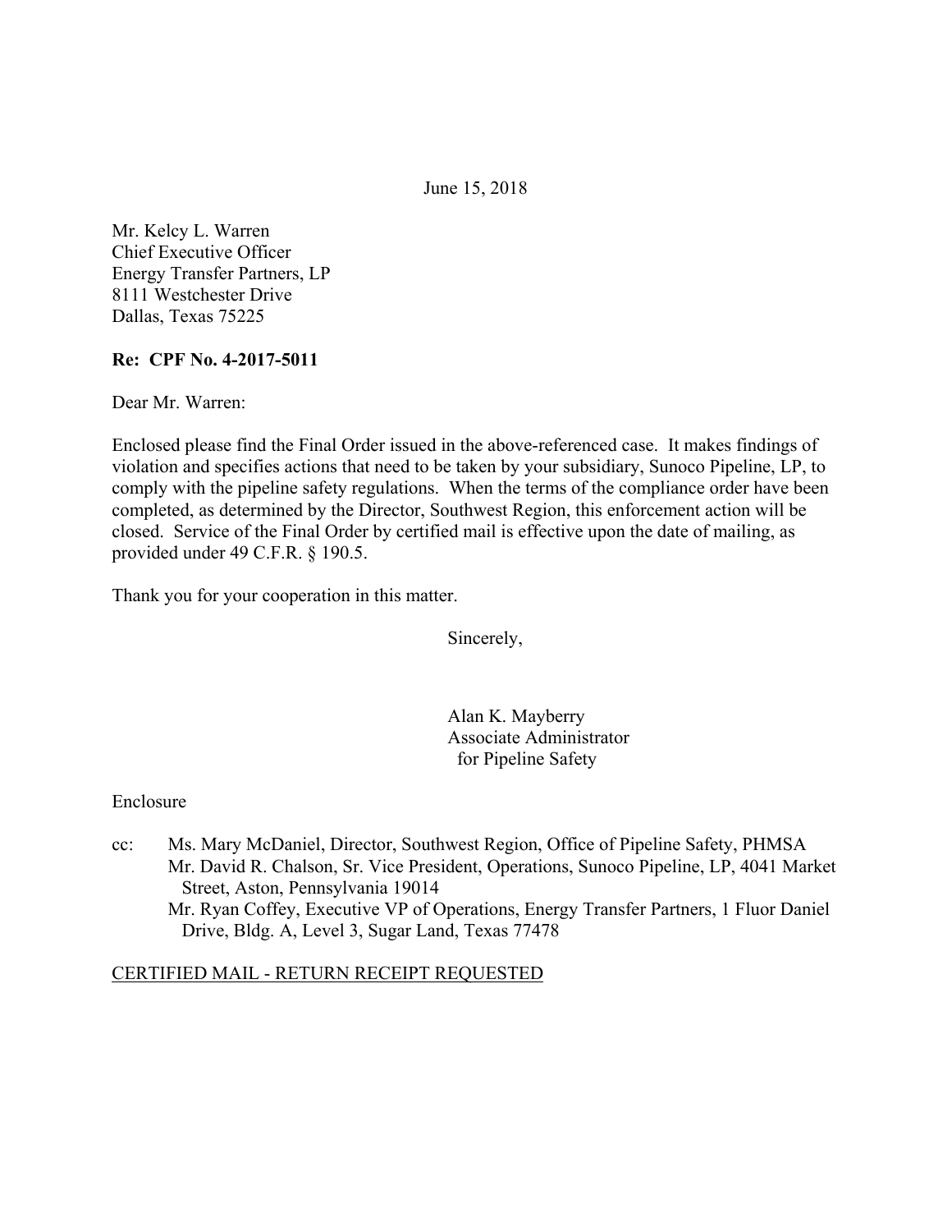June 15, 2018

Mr. Kelcy L. Warren
Chief Executive Officer
Energy Transfer Partners, LP
8111 Westchester Drive
Dallas, Texas 75225

**Re: CPF No. 4-2017-5011**

Dear Mr. Warren:

Enclosed please find the Final Order issued in the above-referenced case. It makes findings of violation and specifies actions that need to be taken by your subsidiary, Sunoco Pipeline, LP, to comply with the pipeline safety regulations. When the terms of the compliance order have been completed, as determined by the Director, Southwest Region, this enforcement action will be closed. Service of the Final Order by certified mail is effective upon the date of mailing, as provided under 49 C.F.R. § 190.5.

Thank you for your cooperation in this matter.

Sincerely,

Alan K. Mayberry
Associate Administrator
for Pipeline Safety

Enclosure

cc: Ms. Mary McDaniel, Director, Southwest Region, Office of Pipeline Safety, PHMSA
Mr. David R. Chalson, Sr. Vice President, Operations, Sunoco Pipeline, LP, 4041 Market Street, Aston, Pennsylvania 19014
Mr. Ryan Coffey, Executive VP of Operations, Energy Transfer Partners, 1 Fluor Daniel Drive, Bldg. A, Level 3, Sugar Land, Texas 77478

CERTIFIED MAIL - RETURN RECEIPT REQUESTED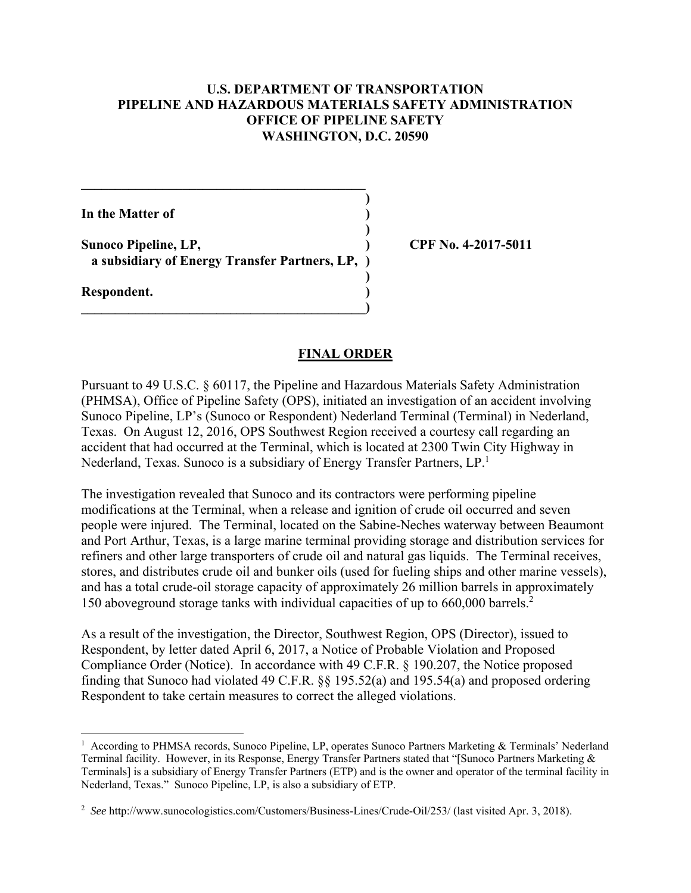**U.S. DEPARTMENT OF TRANSPORTATION**
**PIPELINE AND HAZARDOUS MATERIALS SAFETY ADMINISTRATION**
**OFFICE OF PIPELINE SAFETY**
**WASHINGTON, D.C. 20590**

**In the Matter of**

**Sunoco Pipeline, LP,**
**a subsidiary of Energy Transfer Partners, LP,**

**Respondent.**

**CPF No. 4-2017-5011**

## FINAL ORDER

Pursuant to 49 U.S.C. § 60117, the Pipeline and Hazardous Materials Safety Administration (PHMSA), Office of Pipeline Safety (OPS), initiated an investigation of an accident involving Sunoco Pipeline, LP's (Sunoco or Respondent) Nederland Terminal (Terminal) in Nederland, Texas. On August 12, 2016, OPS Southwest Region received a courtesy call regarding an accident that had occurred at the Terminal, which is located at 2300 Twin City Highway in Nederland, Texas. Sunoco is a subsidiary of Energy Transfer Partners, LP.[1]

The investigation revealed that Sunoco and its contractors were performing pipeline modifications at the Terminal, when a release and ignition of crude oil occurred and seven people were injured. The Terminal, located on the Sabine-Neches waterway between Beaumont and Port Arthur, Texas, is a large marine terminal providing storage and distribution services for refiners and other large transporters of crude oil and natural gas liquids. The Terminal receives, stores, and distributes crude oil and bunker oils (used for fueling ships and other marine vessels), and has a total crude-oil storage capacity of approximately 26 million barrels in approximately 150 aboveground storage tanks with individual capacities of up to 660,000 barrels.[2]

As a result of the investigation, the Director, Southwest Region, OPS (Director), issued to Respondent, by letter dated April 6, 2017, a Notice of Probable Violation and Proposed Compliance Order (Notice). In accordance with 49 C.F.R. § 190.207, the Notice proposed finding that Sunoco had violated 49 C.F.R. §§ 195.52(a) and 195.54(a) and proposed ordering Respondent to take certain measures to correct the alleged violations.

---

[1] According to PHMSA records, Sunoco Pipeline, LP, operates Sunoco Partners Marketing & Terminals' Nederland Terminal facility. However, in its Response, Energy Transfer Partners stated that "[Sunoco Partners Marketing & Terminals] is a subsidiary of Energy Transfer Partners (ETP) and is the owner and operator of the terminal facility in Nederland, Texas." Sunoco Pipeline, LP, is also a subsidiary of ETP.

[2] *See* http://www.sunocologistics.com/Customers/Business-Lines/Crude-Oil/253/ (last visited Apr. 3, 2018).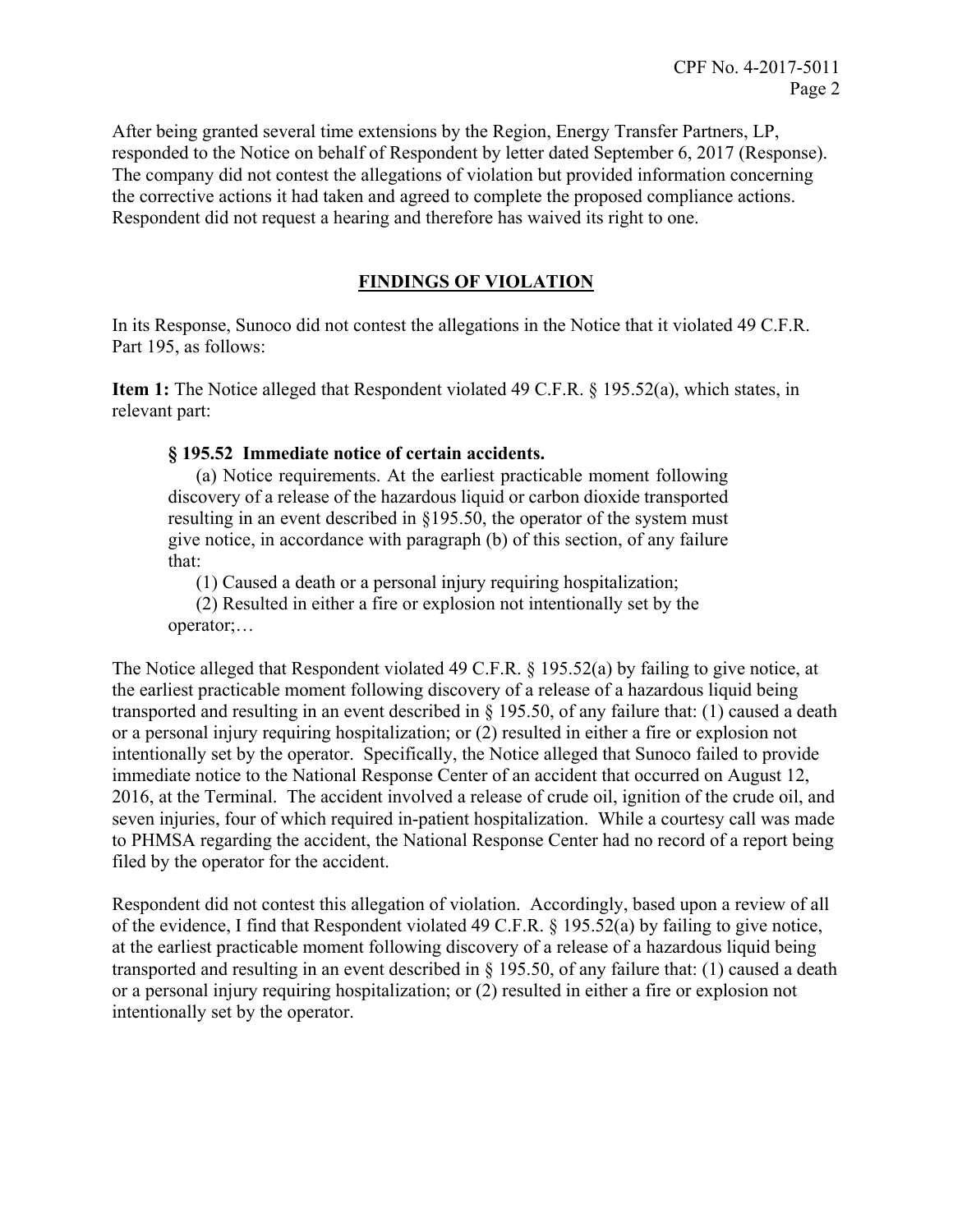After being granted several time extensions by the Region, Energy Transfer Partners, LP, responded to the Notice on behalf of Respondent by letter dated September 6, 2017 (Response). The company did not contest the allegations of violation but provided information concerning the corrective actions it had taken and agreed to complete the proposed compliance actions. Respondent did not request a hearing and therefore has waived its right to one.

## FINDINGS OF VIOLATION

In its Response, Sunoco did not contest the allegations in the Notice that it violated 49 C.F.R. Part 195, as follows:

**Item 1:** The Notice alleged that Respondent violated 49 C.F.R. § 195.52(a), which states, in relevant part:

> **§ 195.52 Immediate notice of certain accidents.**
>
> (a) Notice requirements. At the earliest practicable moment following discovery of a release of the hazardous liquid or carbon dioxide transported resulting in an event described in §195.50, the operator of the system must give notice, in accordance with paragraph (b) of this section, of any failure that:
>
> (1) Caused a death or a personal injury requiring hospitalization;
>
> (2) Resulted in either a fire or explosion not intentionally set by the operator;…

The Notice alleged that Respondent violated 49 C.F.R. § 195.52(a) by failing to give notice, at the earliest practicable moment following discovery of a release of a hazardous liquid being transported and resulting in an event described in § 195.50, of any failure that: (1) caused a death or a personal injury requiring hospitalization; or (2) resulted in either a fire or explosion not intentionally set by the operator. Specifically, the Notice alleged that Sunoco failed to provide immediate notice to the National Response Center of an accident that occurred on August 12, 2016, at the Terminal. The accident involved a release of crude oil, ignition of the crude oil, and seven injuries, four of which required in-patient hospitalization. While a courtesy call was made to PHMSA regarding the accident, the National Response Center had no record of a report being filed by the operator for the accident.

Respondent did not contest this allegation of violation. Accordingly, based upon a review of all of the evidence, I find that Respondent violated 49 C.F.R. § 195.52(a) by failing to give notice, at the earliest practicable moment following discovery of a release of a hazardous liquid being transported and resulting in an event described in § 195.50, of any failure that: (1) caused a death or a personal injury requiring hospitalization; or (2) resulted in either a fire or explosion not intentionally set by the operator.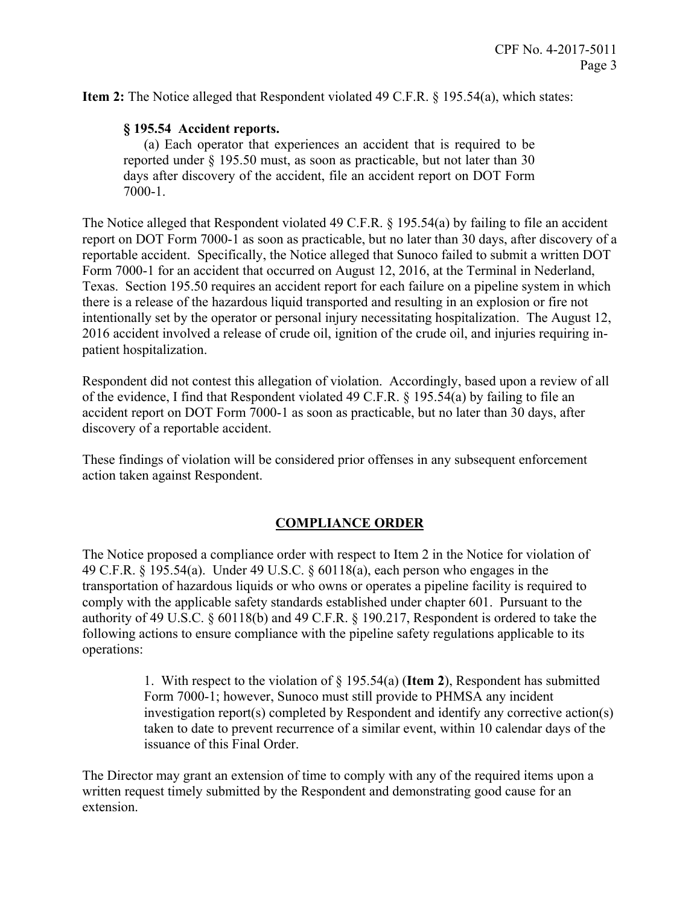**Item 2:** The Notice alleged that Respondent violated 49 C.F.R. § 195.54(a), which states:

> **§ 195.54 Accident reports.**
>
> (a) Each operator that experiences an accident that is required to be reported under § 195.50 must, as soon as practicable, but not later than 30 days after discovery of the accident, file an accident report on DOT Form 7000-1.

The Notice alleged that Respondent violated 49 C.F.R. § 195.54(a) by failing to file an accident report on DOT Form 7000-1 as soon as practicable, but no later than 30 days, after discovery of a reportable accident. Specifically, the Notice alleged that Sunoco failed to submit a written DOT Form 7000-1 for an accident that occurred on August 12, 2016, at the Terminal in Nederland, Texas. Section 195.50 requires an accident report for each failure on a pipeline system in which there is a release of the hazardous liquid transported and resulting in an explosion or fire not intentionally set by the operator or personal injury necessitating hospitalization. The August 12, 2016 accident involved a release of crude oil, ignition of the crude oil, and injuries requiring in-patient hospitalization.

Respondent did not contest this allegation of violation. Accordingly, based upon a review of all of the evidence, I find that Respondent violated 49 C.F.R. § 195.54(a) by failing to file an accident report on DOT Form 7000-1 as soon as practicable, but no later than 30 days, after discovery of a reportable accident.

These findings of violation will be considered prior offenses in any subsequent enforcement action taken against Respondent.

## COMPLIANCE ORDER

The Notice proposed a compliance order with respect to Item 2 in the Notice for violation of 49 C.F.R. § 195.54(a). Under 49 U.S.C. § 60118(a), each person who engages in the transportation of hazardous liquids or who owns or operates a pipeline facility is required to comply with the applicable safety standards established under chapter 601. Pursuant to the authority of 49 U.S.C. § 60118(b) and 49 C.F.R. § 190.217, Respondent is ordered to take the following actions to ensure compliance with the pipeline safety regulations applicable to its operations:

> 1. With respect to the violation of § 195.54(a) (**Item 2**), Respondent has submitted Form 7000-1; however, Sunoco must still provide to PHMSA any incident investigation report(s) completed by Respondent and identify any corrective action(s) taken to date to prevent recurrence of a similar event, within 10 calendar days of the issuance of this Final Order.

The Director may grant an extension of time to comply with any of the required items upon a written request timely submitted by the Respondent and demonstrating good cause for an extension.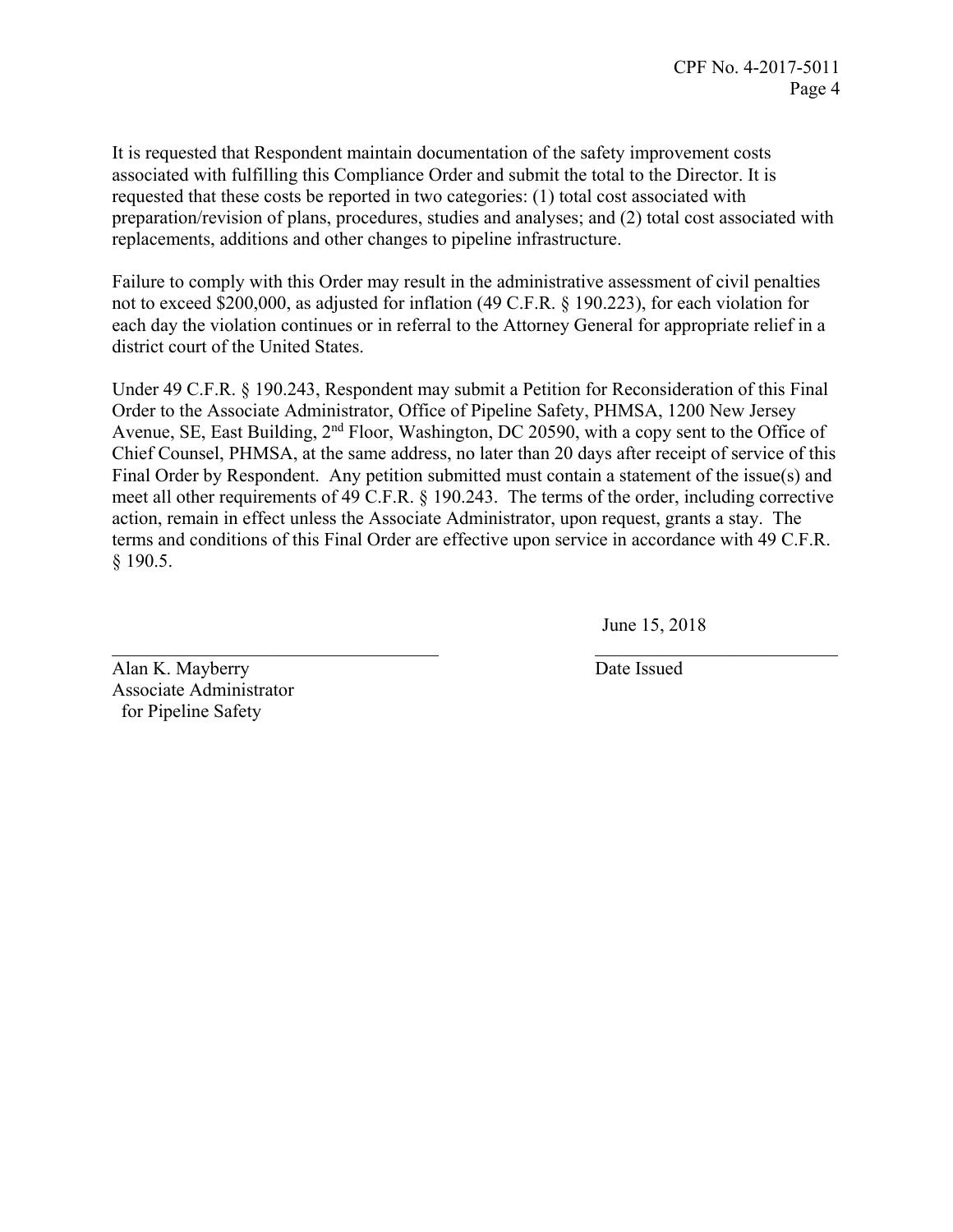It is requested that Respondent maintain documentation of the safety improvement costs associated with fulfilling this Compliance Order and submit the total to the Director. It is requested that these costs be reported in two categories: (1) total cost associated with preparation/revision of plans, procedures, studies and analyses; and (2) total cost associated with replacements, additions and other changes to pipeline infrastructure.

Failure to comply with this Order may result in the administrative assessment of civil penalties not to exceed $200,000, as adjusted for inflation (49 C.F.R. § 190.223), for each violation for each day the violation continues or in referral to the Attorney General for appropriate relief in a district court of the United States.

Under 49 C.F.R. § 190.243, Respondent may submit a Petition for Reconsideration of this Final Order to the Associate Administrator, Office of Pipeline Safety, PHMSA, 1200 New Jersey Avenue, SE, East Building, 2nd Floor, Washington, DC 20590, with a copy sent to the Office of Chief Counsel, PHMSA, at the same address, no later than 20 days after receipt of service of this Final Order by Respondent. Any petition submitted must contain a statement of the issue(s) and meet all other requirements of 49 C.F.R. § 190.243. The terms of the order, including corrective action, remain in effect unless the Associate Administrator, upon request, grants a stay. The terms and conditions of this Final Order are effective upon service in accordance with 49 C.F.R. § 190.5.

June 15, 2018

\_\_\_\_\_\_\_\_\_\_\_\_\_\_\_\_\_\_\_\_\_\_\_\_\_\_\_\_\_\_\_\_\_\_\_ \_\_\_\_\_\_\_\_\_\_\_\_\_\_\_\_\_\_\_\_\_\_\_\_\_\_\_

Alan K. Mayberry
Associate Administrator
for Pipeline Safety

Date Issued